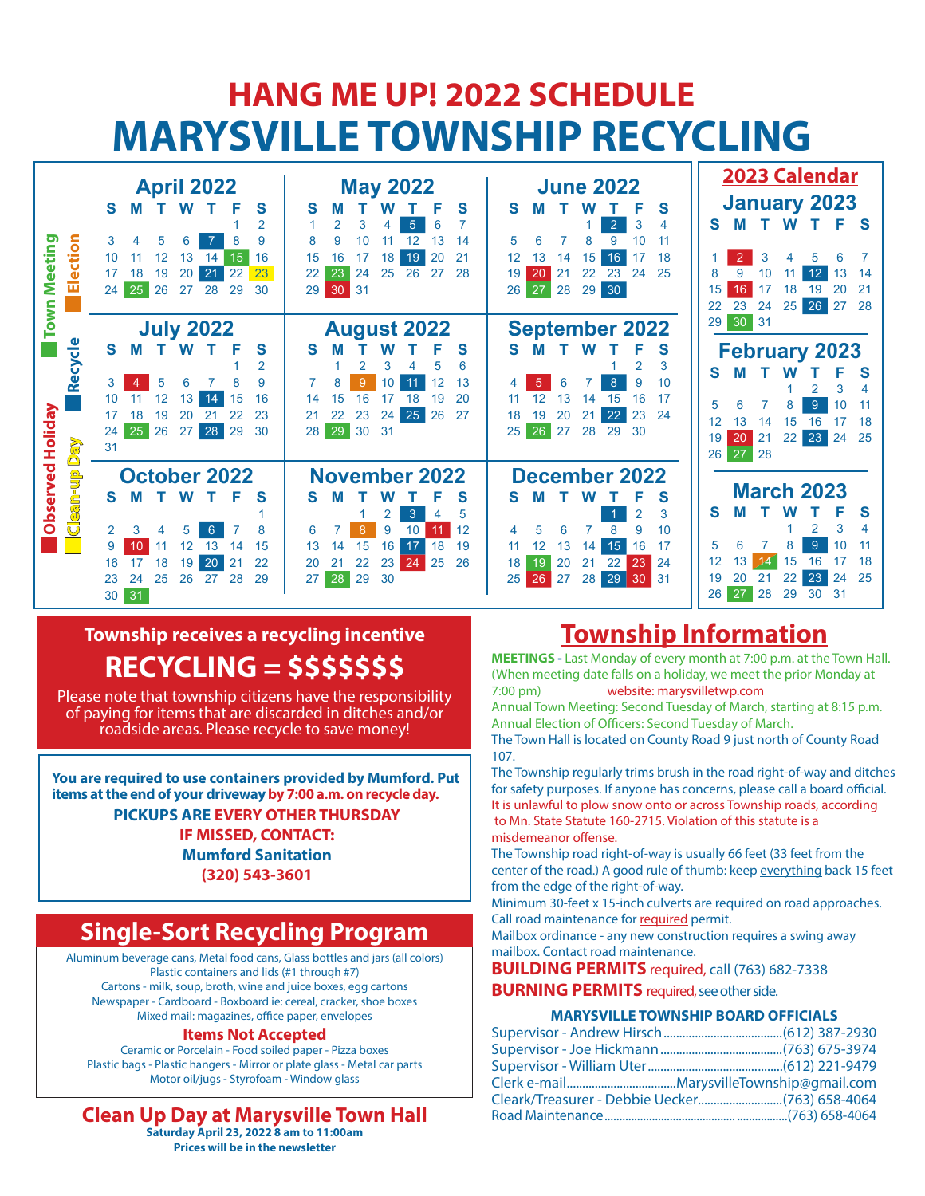# HANG ME UP! 2022 SCHEDULE

# MARYSVILLE TOWNSHIP RECYCLING

Legend: Town Meeting (green) · Election (orange) · Recycle (blue) · Observed Holiday (red) · Clean-up Day (yellow)

### April 2022

| S | M | T | W | T | F | S |
|---|---|---|---|---|---|---|
| | | | | | 1 | 2 |
| 3 | 4 | 5 | 6 | 7 | 8 | 9 |
| 10 | 11 | 12 | 13 | 14 | 15 | 16 |
| 17 | 18 | 19 | 20 | 21 | 22 | 23 |
| 24 | 25 | 26 | 27 | 28 | 29 | 30 |

### May 2022

| S | M | T | W | T | F | S |
|---|---|---|---|---|---|---|
| 1 | 2 | 3 | 4 | 5 | 6 | 7 |
| 8 | 9 | 10 | 11 | 12 | 13 | 14 |
| 15 | 16 | 17 | 18 | 19 | 20 | 21 |
| 22 | 23 | 24 | 25 | 26 | 27 | 28 |
| 29 | 30 | 31 | | | | |

### June 2022

| S | M | T | W | T | F | S |
|---|---|---|---|---|---|---|
| | | | 1 | 2 | 3 | 4 |
| 5 | 6 | 7 | 8 | 9 | 10 | 11 |
| 12 | 13 | 14 | 15 | 16 | 17 | 18 |
| 19 | 20 | 21 | 22 | 23 | 24 | 25 |
| 26 | 27 | 28 | 29 | 30 | | |

### July 2022

| S | M | T | W | T | F | S |
|---|---|---|---|---|---|---|
| | | | | | 1 | 2 |
| 3 | 4 | 5 | 6 | 7 | 8 | 9 |
| 10 | 11 | 12 | 13 | 14 | 15 | 16 |
| 17 | 18 | 19 | 20 | 21 | 22 | 23 |
| 24 | 25 | 26 | 27 | 28 | 29 | 30 |
| 31 | | | | | | |

### August 2022

| S | M | T | W | T | F | S |
|---|---|---|---|---|---|---|
| | 1 | 2 | 3 | 4 | 5 | 6 |
| 7 | 8 | 9 | 10 | 11 | 12 | 13 |
| 14 | 15 | 16 | 17 | 18 | 19 | 20 |
| 21 | 22 | 23 | 24 | 25 | 26 | 27 |
| 28 | 29 | 30 | 31 | | | |

### September 2022

| S | M | T | W | T | F | S |
|---|---|---|---|---|---|---|
| | | | | 1 | 2 | 3 |
| 4 | 5 | 6 | 7 | 8 | 9 | 10 |
| 11 | 12 | 13 | 14 | 15 | 16 | 17 |
| 18 | 19 | 20 | 21 | 22 | 23 | 24 |
| 25 | 26 | 27 | 28 | 29 | 30 | |

### October 2022

| S | M | T | W | T | F | S |
|---|---|---|---|---|---|---|
| | | | | | | 1 |
| 2 | 3 | 4 | 5 | 6 | 7 | 8 |
| 9 | 10 | 11 | 12 | 13 | 14 | 15 |
| 16 | 17 | 18 | 19 | 20 | 21 | 22 |
| 23 | 24 | 25 | 26 | 27 | 28 | 29 |
| 30 | 31 | | | | | |

### November 2022

| S | M | T | W | T | F | S |
|---|---|---|---|---|---|---|
| | | 1 | 2 | 3 | 4 | 5 |
| 6 | 7 | 8 | 9 | 10 | 11 | 12 |
| 13 | 14 | 15 | 16 | 17 | 18 | 19 |
| 20 | 21 | 22 | 23 | 24 | 25 | 26 |
| 27 | 28 | 29 | 30 | | | |

### December 2022

| S | M | T | W | T | F | S |
|---|---|---|---|---|---|---|
| | | | | 1 | 2 | 3 |
| 4 | 5 | 6 | 7 | 8 | 9 | 10 |
| 11 | 12 | 13 | 14 | 15 | 16 | 17 |
| 18 | 19 | 20 | 21 | 22 | 23 | 24 |
| 25 | 26 | 27 | 28 | 29 | 30 | 31 |

## 2023 Calendar

### January 2023

| S | M | T | W | T | F | S |
|---|---|---|---|---|---|---|
| 1 | 2 | 3 | 4 | 5 | 6 | 7 |
| 8 | 9 | 10 | 11 | 12 | 13 | 14 |
| 15 | 16 | 17 | 18 | 19 | 20 | 21 |
| 22 | 23 | 24 | 25 | 26 | 27 | 28 |
| 29 | 30 | 31 | | | | |

### February 2023

| S | M | T | W | T | F | S |
|---|---|---|---|---|---|---|
| | | | 1 | 2 | 3 | 4 |
| 5 | 6 | 7 | 8 | 9 | 10 | 11 |
| 12 | 13 | 14 | 15 | 16 | 17 | 18 |
| 19 | 20 | 21 | 22 | 23 | 24 | 25 |
| 26 | 27 | 28 | | | | |

### March 2023

| S | M | T | W | T | F | S |
|---|---|---|---|---|---|---|
| | | | 1 | 2 | 3 | 4 |
| 5 | 6 | 7 | 8 | 9 | 10 | 11 |
| 12 | 13 | 14 | 15 | 16 | 17 | 18 |
| 19 | 20 | 21 | 22 | 23 | 24 | 25 |
| 26 | 27 | 28 | 29 | 30 | 31 | |

**Township receives a recycling incentive**

## RECYCLING = $$$$$$$

Please note that township citizens have the responsibility of paying for items that are discarded in ditches and/or roadside areas. Please recycle to save money!

**You are required to use containers provided by Mumford. Put items at the end of your driveway by 7:00 a.m. on recycle day.**

**PICKUPS ARE EVERY OTHER THURSDAY**

**IF MISSED, CONTACT:**

**Mumford Sanitation**

**(320) 543-3601**

## Single-Sort Recycling Program

Aluminum beverage cans, Metal food cans, Glass bottles and jars (all colors)
Plastic containers and lids (#1 through #7)
Cartons - milk, soup, broth, wine and juice boxes, egg cartons
Newspaper - Cardboard - Boxboard ie: cereal, cracker, shoe boxes
Mixed mail: magazines, office paper, envelopes

### Items Not Accepted

Ceramic or Porcelain - Food soiled paper - Pizza boxes
Plastic bags - Plastic hangers - Mirror or plate glass - Metal car parts
Motor oil/jugs - Styrofoam - Window glass

## Clean Up Day at Marysville Town Hall

**Saturday April 23, 2022 8 am to 11:00am**
**Prices will be in the newsletter**

## Township Information

**MEETINGS -** Last Monday of every month at 7:00 p.m. at the Town Hall. (When meeting date falls on a holiday, we meet the prior Monday at 7:00 pm) website: marysvilletwp.com

Annual Town Meeting: Second Tuesday of March, starting at 8:15 p.m.

Annual Election of Officers: Second Tuesday of March.

The Town Hall is located on County Road 9 just north of County Road 107.

The Township regularly trims brush in the road right-of-way and ditches for safety purposes. If anyone has concerns, please call a board official.

It is unlawful to plow snow onto or across Township roads, according to Mn. State Statute 160-2715. Violation of this statute is a misdemeanor offense.

The Township road right-of-way is usually 66 feet (33 feet from the center of the road.) A good rule of thumb: keep everything back 15 feet from the edge of the right-of-way.

Minimum 30-feet x 15-inch culverts are required on road approaches. Call road maintenance for required permit.

Mailbox ordinance - any new construction requires a swing away mailbox. Contact road maintenance.

**BUILDING PERMITS** required, call (763) 682-7338

**BURNING PERMITS** required, see other side.

### MARYSVILLE TOWNSHIP BOARD OFFICIALS

Supervisor - Andrew Hirsch ........ (612) 387-2930
Supervisor - Joe Hickmann ........ (763) 675-3974
Supervisor - William Uter ........ (612) 221-9479
Clerk e-mail ........ MarysvilleTownship@gmail.com
Cleark/Treasurer - Debbie Uecker ........ (763) 658-4064
Road Maintenance ........ (763) 658-4064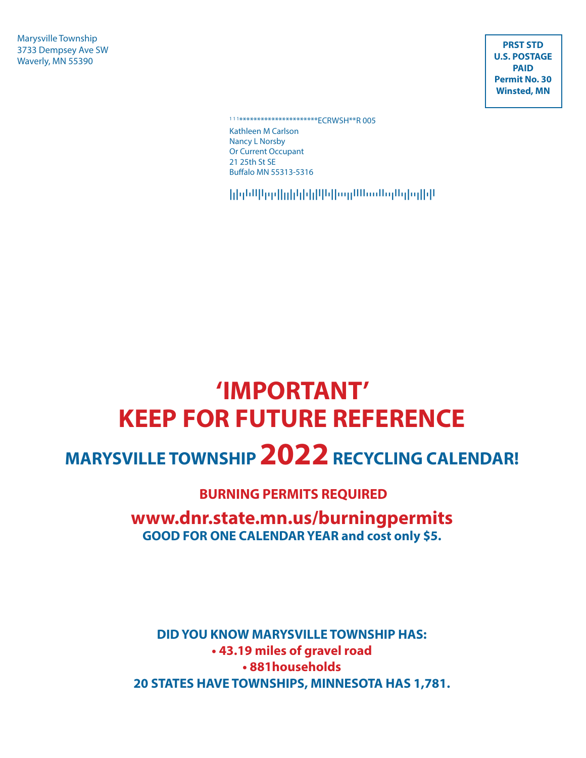Marysville Township
3733 Dempsey Ave SW
Waverly, MN 55390

**PRST STD**
**U.S. POSTAGE**
**PAID**
**Permit No. 30**
**Winsted, MN**

111**********************ECRWSH**R 005
Kathleen M Carlson
Nancy L Norsby
Or Current Occupant
21 25th St SE
Buffalo MN 55313-5316

# 'IMPORTANT'
# KEEP FOR FUTURE REFERENCE

## MARYSVILLE TOWNSHIP 2022 RECYCLING CALENDAR!

**BURNING PERMITS REQUIRED**

**www.dnr.state.mn.us/burningpermits**
**GOOD FOR ONE CALENDAR YEAR and cost only $5.**

**DID YOU KNOW MARYSVILLE TOWNSHIP HAS:**
- **43.19 miles of gravel road**
- **881households**

**20 STATES HAVE TOWNSHIPS, MINNESOTA HAS 1,781.**